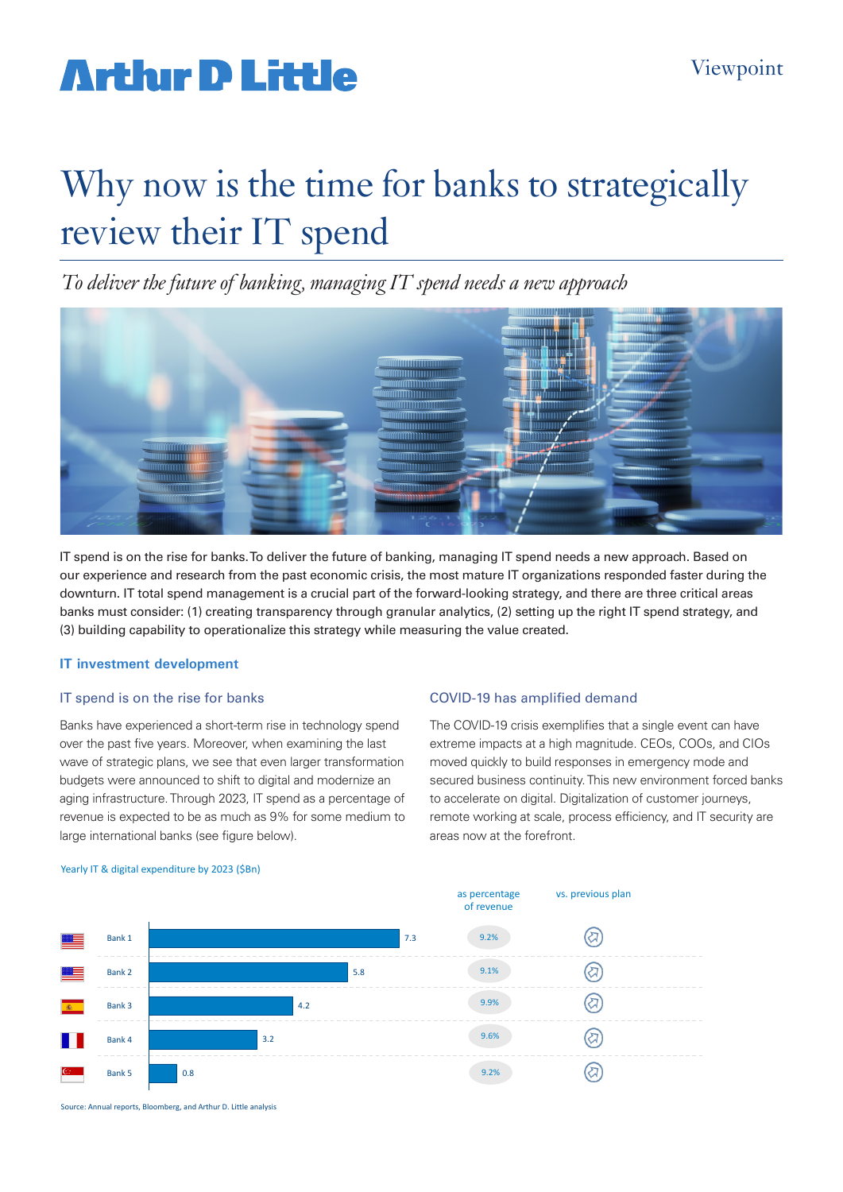Arthur D Little

Viewpoint

# Why now is the time for banks to strategically review their IT spend

*To deliver the future of banking, managing IT spend needs a new approach*

IT spend is on the rise for banks. To deliver the future of banking, managing IT spend needs a new approach. Based on our experience and research from the past economic crisis, the most mature IT organizations responded faster during the downturn. IT total spend management is a crucial part of the forward-looking strategy, and there are three critical areas banks must consider: (1) creating transparency through granular analytics, (2) setting up the right IT spend strategy, and (3) building capability to operationalize this strategy while measuring the value created.

## IT investment development

### IT spend is on the rise for banks

Banks have experienced a short-term rise in technology spend over the past five years. Moreover, when examining the last wave of strategic plans, we see that even larger transformation budgets were announced to shift to digital and modernize an aging infrastructure. Through 2023, IT spend as a percentage of revenue is expected to be as much as 9% for some medium to large international banks (see figure below).

### COVID-19 has amplified demand

The COVID-19 crisis exemplifies that a single event can have extreme impacts at a high magnitude. CEOs, COOs, and CIOs moved quickly to build responses in emergency mode and secured business continuity. This new environment forced banks to accelerate on digital. Digitalization of customer journeys, remote working at scale, process efficiency, and IT security are areas now at the forefront.

Yearly IT & digital expenditure by 2023 ($Bn)

as percentage of revenue

vs. previous plan

Bank 1 7.3 9.2%

Bank 2 5.8 9.1%

Bank 3 4.2 9.9%

Bank 4 3.2 9.6%

Bank 5 0.8 9.2%

Source: Annual reports, Bloomberg, and Arthur D. Little analysis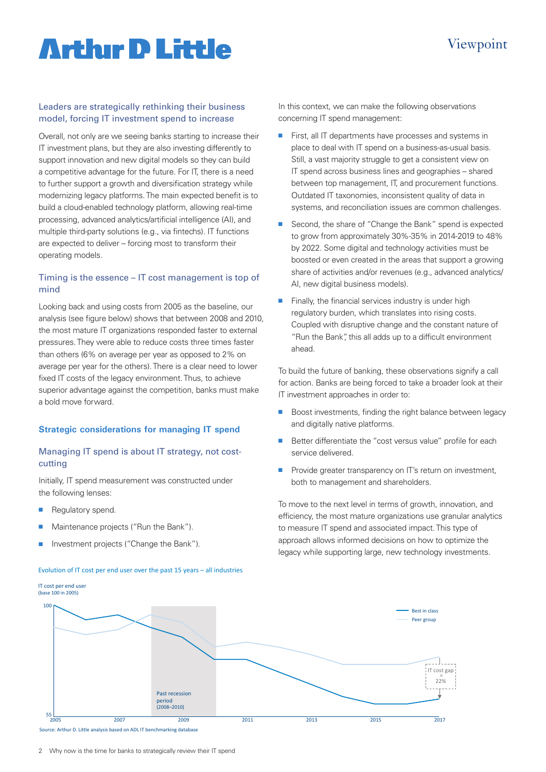### Leaders are strategically rethinking their business model, forcing IT investment spend to increase

Overall, not only are we seeing banks starting to increase their IT investment plans, but they are also investing differently to support innovation and new digital models so they can build a competitive advantage for the future. For IT, there is a need to further support a growth and diversification strategy while modernizing legacy platforms. The main expected benefit is to build a cloud-enabled technology platform, allowing real-time processing, advanced analytics/artificial intelligence (AI), and multiple third-party solutions (e.g., via fintechs). IT functions are expected to deliver – forcing most to transform their operating models.

### Timing is the essence – IT cost management is top of mind

Looking back and using costs from 2005 as the baseline, our analysis (see figure below) shows that between 2008 and 2010, the most mature IT organizations responded faster to external pressures. They were able to reduce costs three times faster than others (6% on average per year as opposed to 2% on average per year for the others). There is a clear need to lower fixed IT costs of the legacy environment. Thus, to achieve superior advantage against the competition, banks must make a bold move forward.

## Strategic considerations for managing IT spend

### Managing IT spend is about IT strategy, not cost-cutting

Initially, IT spend measurement was constructed under the following lenses:

- Regulatory spend.
- Maintenance projects ("Run the Bank").
- Investment projects ("Change the Bank").

In this context, we can make the following observations concerning IT spend management:

- First, all IT departments have processes and systems in place to deal with IT spend on a business-as-usual basis. Still, a vast majority struggle to get a consistent view on IT spend across business lines and geographies – shared between top management, IT, and procurement functions. Outdated IT taxonomies, inconsistent quality of data in systems, and reconciliation issues are common challenges.
- Second, the share of "Change the Bank" spend is expected to grow from approximately 30%-35% in 2014-2019 to 48% by 2022. Some digital and technology activities must be boosted or even created in the areas that support a growing share of activities and/or revenues (e.g., advanced analytics/AI, new digital business models).
- Finally, the financial services industry is under high regulatory burden, which translates into rising costs. Coupled with disruptive change and the constant nature of "Run the Bank", this all adds up to a difficult environment ahead.

To build the future of banking, these observations signify a call for action. Banks are being forced to take a broader look at their IT investment approaches in order to:

- Boost investments, finding the right balance between legacy and digitally native platforms.
- Better differentiate the "cost versus value" profile for each service delivered.
- Provide greater transparency on IT's return on investment, both to management and shareholders.

To move to the next level in terms of growth, innovation, and efficiency, the most mature organizations use granular analytics to measure IT spend and associated impact. This type of approach allows informed decisions on how to optimize the legacy while supporting large, new technology investments.

Evolution of IT cost per end user over the past 15 years – all industries

IT cost per end user
(base 100 in 2005)

100
55
2005
2007
2009
2011
2013
2015
2017

Best in class
Peer group

Past recession period (2008–2010)

IT cost gap = 22%

Source: Arthur D. Little analysis based on ADL IT benchmarking database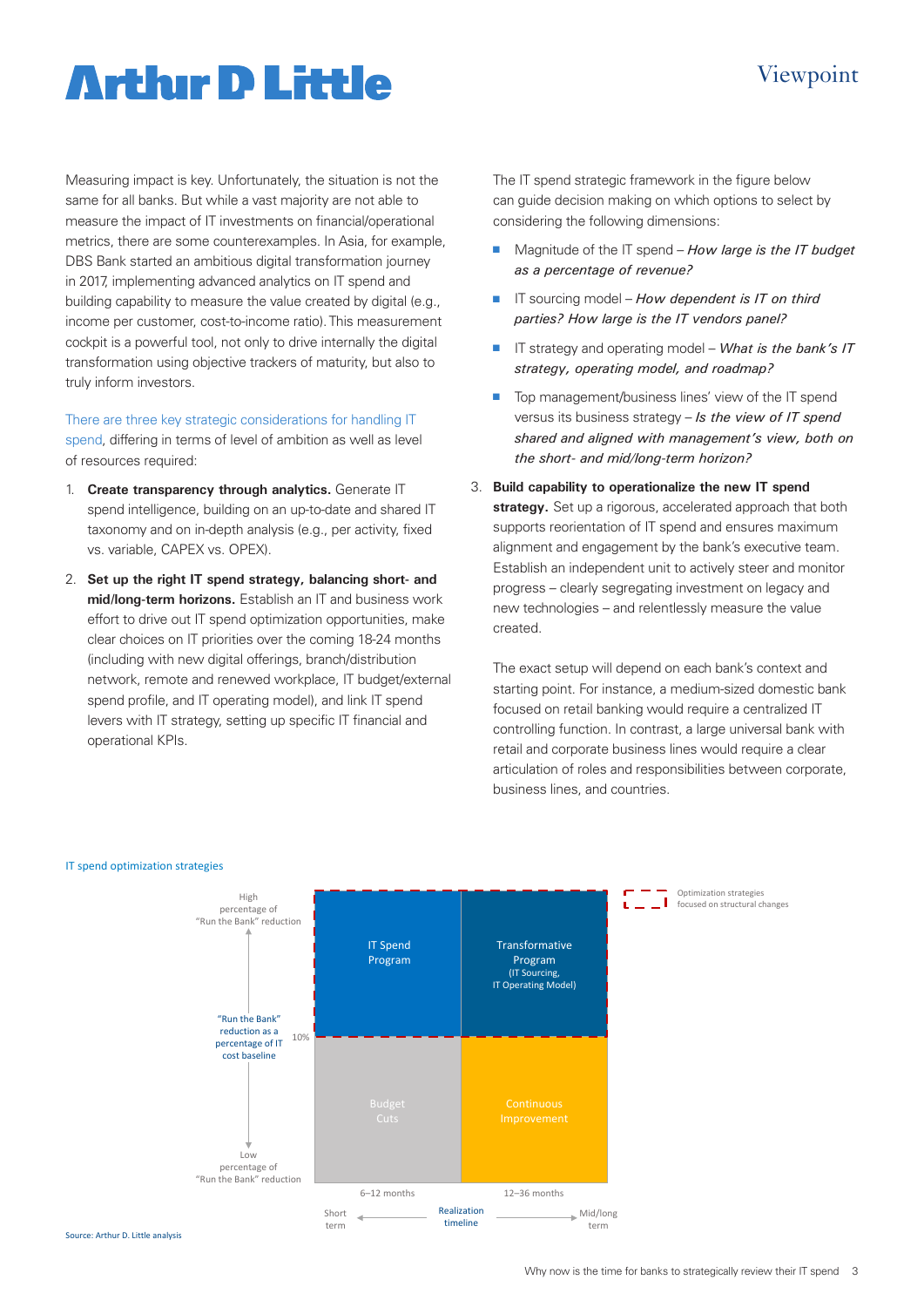Measuring impact is key. Unfortunately, the situation is not the same for all banks. But while a vast majority are not able to measure the impact of IT investments on financial/operational metrics, there are some counterexamples. In Asia, for example, DBS Bank started an ambitious digital transformation journey in 2017, implementing advanced analytics on IT spend and building capability to measure the value created by digital (e.g., income per customer, cost-to-income ratio). This measurement cockpit is a powerful tool, not only to drive internally the digital transformation using objective trackers of maturity, but also to truly inform investors.

There are three key strategic considerations for handling IT spend, differing in terms of level of ambition as well as level of resources required:

1. **Create transparency through analytics.** Generate IT spend intelligence, building on an up-to-date and shared IT taxonomy and on in-depth analysis (e.g., per activity, fixed vs. variable, CAPEX vs. OPEX).

2. **Set up the right IT spend strategy, balancing short- and mid/long-term horizons.** Establish an IT and business work effort to drive out IT spend optimization opportunities, make clear choices on IT priorities over the coming 18-24 months (including with new digital offerings, branch/distribution network, remote and renewed workplace, IT budget/external spend profile, and IT operating model), and link IT spend levers with IT strategy, setting up specific IT financial and operational KPIs.

   The IT spend strategic framework in the figure below can guide decision making on which options to select by considering the following dimensions:

   - Magnitude of the IT spend – *How large is the IT budget as a percentage of revenue?*
   - IT sourcing model – *How dependent is IT on third parties? How large is the IT vendors panel?*
   - IT strategy and operating model – *What is the bank's IT strategy, operating model, and roadmap?*
   - Top management/business lines' view of the IT spend versus its business strategy – *Is the view of IT spend shared and aligned with management's view, both on the short- and mid/long-term horizon?*

3. **Build capability to operationalize the new IT spend strategy.** Set up a rigorous, accelerated approach that both supports reorientation of IT spend and ensures maximum alignment and engagement by the bank's executive team. Establish an independent unit to actively steer and monitor progress – clearly segregating investment on legacy and new technologies – and relentlessly measure the value created.

The exact setup will depend on each bank's context and starting point. For instance, a medium-sized domestic bank focused on retail banking would require a centralized IT controlling function. In contrast, a large universal bank with retail and corporate business lines would require a clear articulation of roles and responsibilities between corporate, business lines, and countries.

IT spend optimization strategies

| "Run the Bank" reduction as a percentage of IT cost baseline | 6–12 months (Short term) | 12–36 months (Mid/long term) |
|---|---|---|
| High percentage of "Run the Bank" reduction (above 10%) | IT Spend Program | Transformative Program (IT Sourcing, IT Operating Model) |
| Low percentage of "Run the Bank" reduction (below 10%) | Budget Cuts | Continuous Improvement |

Horizontal axis: Realization timeline (Short term → Mid/long term). Dashed outline: Optimization strategies focused on structural changes (IT Spend Program; Transformative Program).

Source: Arthur D. Little analysis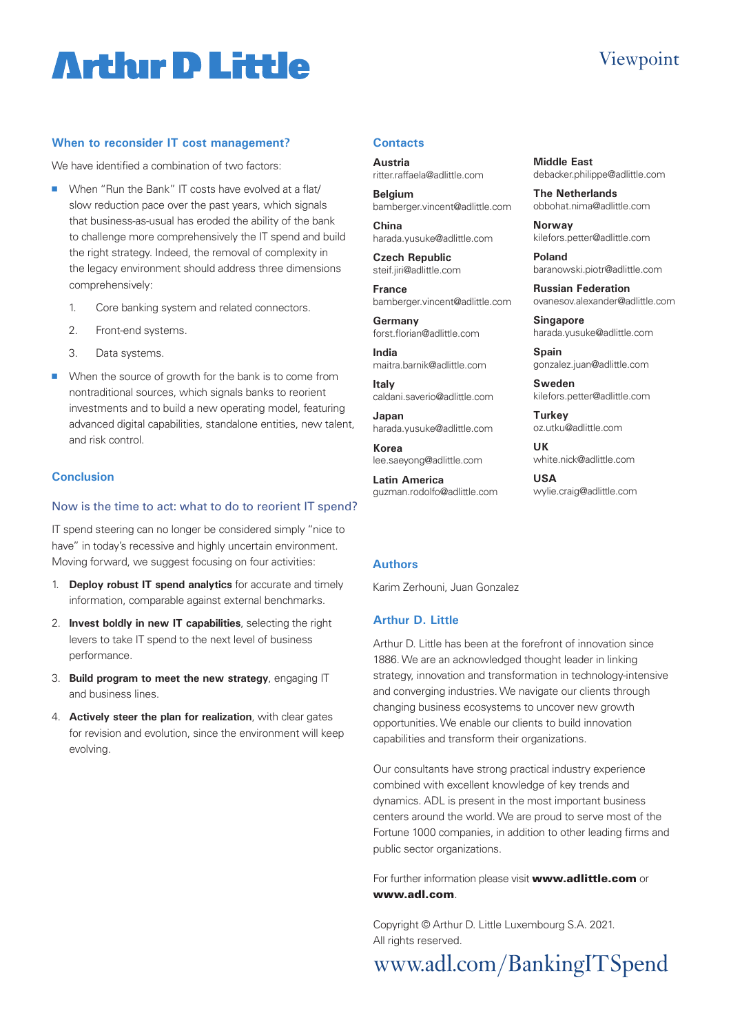## When to reconsider IT cost management?

We have identified a combination of two factors:

- When "Run the Bank" IT costs have evolved at a flat/slow reduction pace over the past years, which signals that business-as-usual has eroded the ability of the bank to challenge more comprehensively the IT spend and build the right strategy. Indeed, the removal of complexity in the legacy environment should address three dimensions comprehensively:
  1. Core banking system and related connectors.
  2. Front-end systems.
  3. Data systems.
- When the source of growth for the bank is to come from nontraditional sources, which signals banks to reorient investments and to build a new operating model, featuring advanced digital capabilities, standalone entities, new talent, and risk control.

## Conclusion

### Now is the time to act: what to do to reorient IT spend?

IT spend steering can no longer be considered simply "nice to have" in today's recessive and highly uncertain environment. Moving forward, we suggest focusing on four activities:

1. **Deploy robust IT spend analytics** for accurate and timely information, comparable against external benchmarks.
2. **Invest boldly in new IT capabilities**, selecting the right levers to take IT spend to the next level of business performance.
3. **Build program to meet the new strategy**, engaging IT and business lines.
4. **Actively steer the plan for realization**, with clear gates for revision and evolution, since the environment will keep evolving.

## Contacts

**Austria**
ritter.raffaela@adlittle.com

**Belgium**
bamberger.vincent@adlittle.com

**China**
harada.yusuke@adlittle.com

**Czech Republic**
steif.jiri@adlittle.com

**France**
bamberger.vincent@adlittle.com

**Germany**
forst.florian@adlittle.com

**India**
maitra.barnik@adlittle.com

**Italy**
caldani.saverio@adlittle.com

**Japan**
harada.yusuke@adlittle.com

**Korea**
lee.saeyong@adlittle.com

**Latin America**
guzman.rodolfo@adlittle.com

**Middle East**
debacker.philippe@adlittle.com

**The Netherlands**
obbohat.nima@adlittle.com

**Norway**
kilefors.petter@adlittle.com

**Poland**
baranowski.piotr@adlittle.com

**Russian Federation**
ovanesov.alexander@adlittle.com

**Singapore**
harada.yusuke@adlittle.com

**Spain**
gonzalez.juan@adlittle.com

**Sweden**
kilefors.petter@adlittle.com

**Turkey**
oz.utku@adlittle.com

**UK**
white.nick@adlittle.com

**USA**
wylie.craig@adlittle.com

## Authors

Karim Zerhouni, Juan Gonzalez

## Arthur D. Little

Arthur D. Little has been at the forefront of innovation since 1886. We are an acknowledged thought leader in linking strategy, innovation and transformation in technology-intensive and converging industries. We navigate our clients through changing business ecosystems to uncover new growth opportunities. We enable our clients to build innovation capabilities and transform their organizations.

Our consultants have strong practical industry experience combined with excellent knowledge of key trends and dynamics. ADL is present in the most important business centers around the world. We are proud to serve most of the Fortune 1000 companies, in addition to other leading firms and public sector organizations.

For further information please visit **www.adlittle.com** or **www.adl.com**.

Copyright © Arthur D. Little Luxembourg S.A. 2021.
All rights reserved.

www.adl.com/BankingITSpend